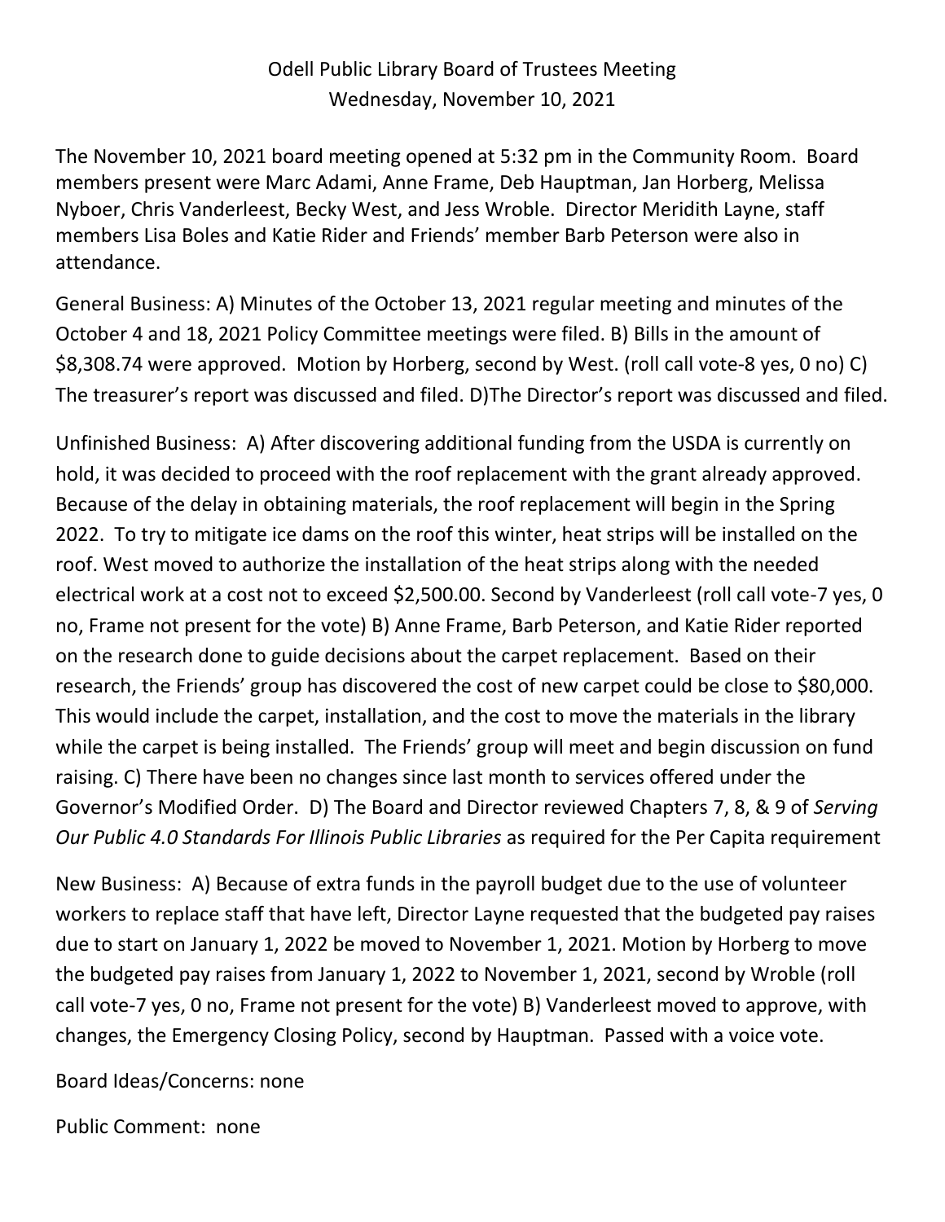# Odell Public Library Board of Trustees Meeting
## Wednesday, November 10, 2021

The November 10, 2021 board meeting opened at 5:32 pm in the Community Room. Board members present were Marc Adami, Anne Frame, Deb Hauptman, Jan Horberg, Melissa Nyboer, Chris Vanderleest, Becky West, and Jess Wroble. Director Meridith Layne, staff members Lisa Boles and Katie Rider and Friends' member Barb Peterson were also in attendance.

General Business: A) Minutes of the October 13, 2021 regular meeting and minutes of the October 4 and 18, 2021 Policy Committee meetings were filed. B) Bills in the amount of $8,308.74 were approved. Motion by Horberg, second by West. (roll call vote-8 yes, 0 no) C) The treasurer's report was discussed and filed. D)The Director's report was discussed and filed.

Unfinished Business: A) After discovering additional funding from the USDA is currently on hold, it was decided to proceed with the roof replacement with the grant already approved. Because of the delay in obtaining materials, the roof replacement will begin in the Spring 2022. To try to mitigate ice dams on the roof this winter, heat strips will be installed on the roof. West moved to authorize the installation of the heat strips along with the needed electrical work at a cost not to exceed $2,500.00. Second by Vanderleest (roll call vote-7 yes, 0 no, Frame not present for the vote) B) Anne Frame, Barb Peterson, and Katie Rider reported on the research done to guide decisions about the carpet replacement. Based on their research, the Friends' group has discovered the cost of new carpet could be close to $80,000. This would include the carpet, installation, and the cost to move the materials in the library while the carpet is being installed. The Friends' group will meet and begin discussion on fund raising. C) There have been no changes since last month to services offered under the Governor's Modified Order. D) The Board and Director reviewed Chapters 7, 8, & 9 of *Serving Our Public 4.0 Standards For Illinois Public Libraries* as required for the Per Capita requirement

New Business: A) Because of extra funds in the payroll budget due to the use of volunteer workers to replace staff that have left, Director Layne requested that the budgeted pay raises due to start on January 1, 2022 be moved to November 1, 2021. Motion by Horberg to move the budgeted pay raises from January 1, 2022 to November 1, 2021, second by Wroble (roll call vote-7 yes, 0 no, Frame not present for the vote) B) Vanderleest moved to approve, with changes, the Emergency Closing Policy, second by Hauptman. Passed with a voice vote.

Board Ideas/Concerns: none

Public Comment: none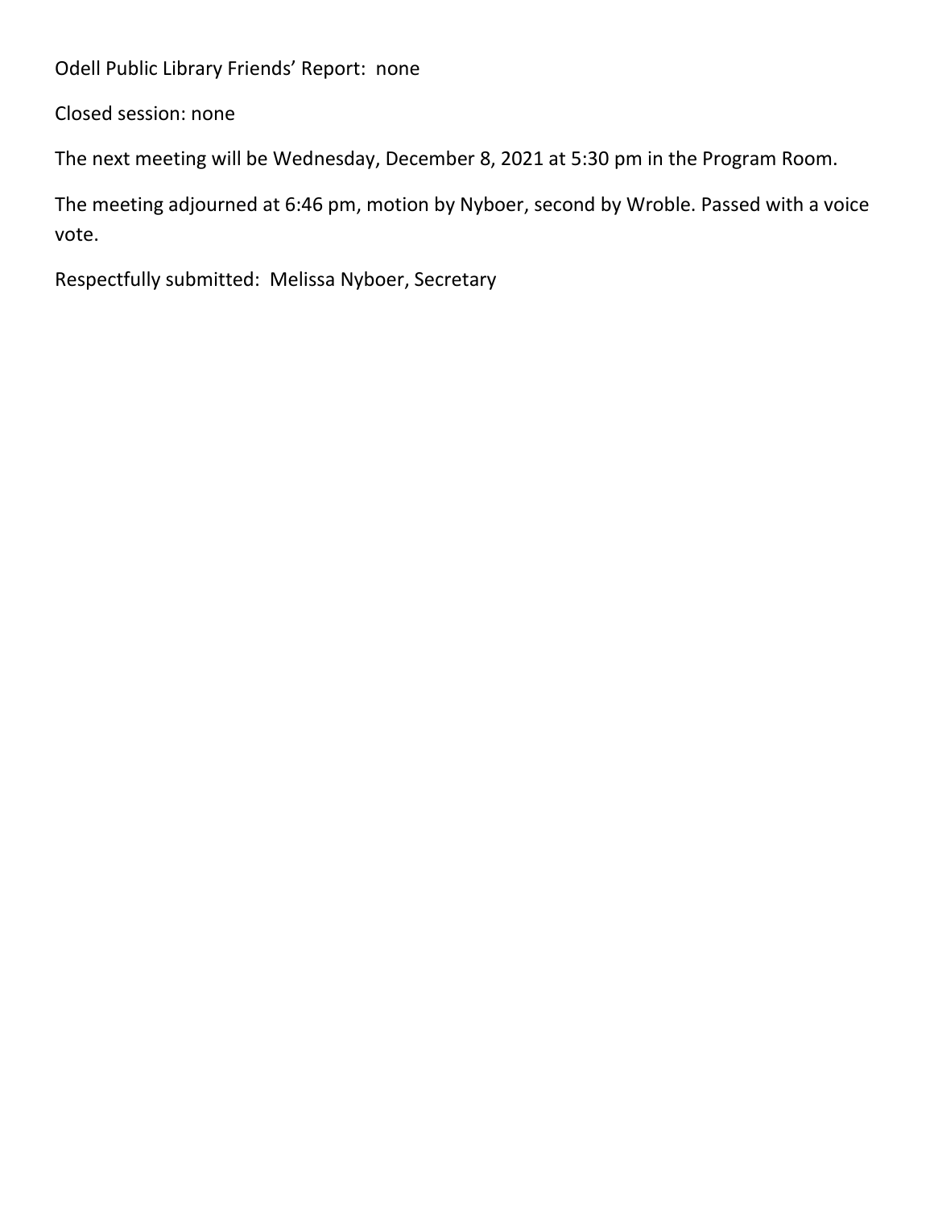Odell Public Library Friends' Report: none

Closed session: none

The next meeting will be Wednesday, December 8, 2021 at 5:30 pm in the Program Room.

The meeting adjourned at 6:46 pm, motion by Nyboer, second by Wroble. Passed with a voice vote.

Respectfully submitted: Melissa Nyboer, Secretary